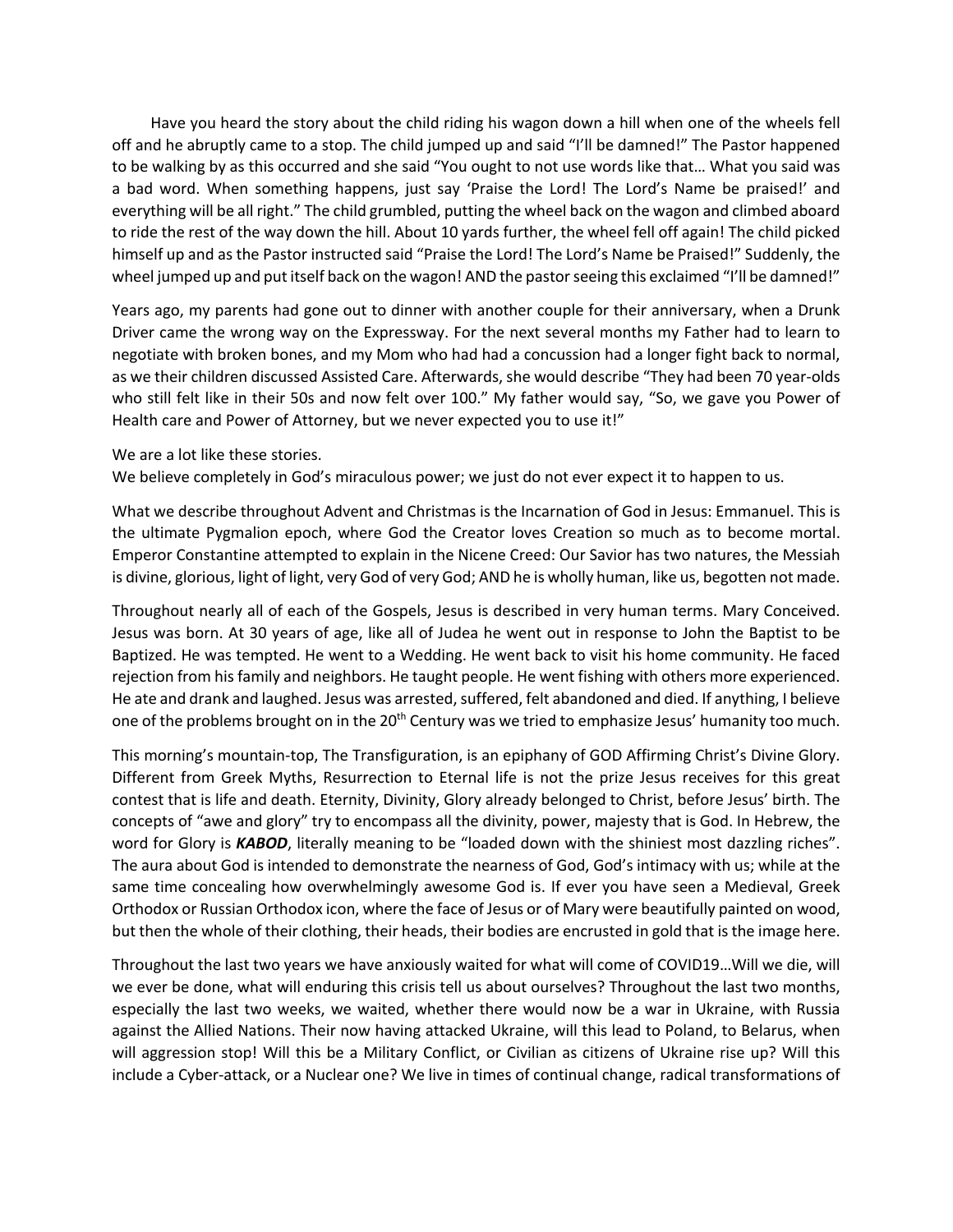Have you heard the story about the child riding his wagon down a hill when one of the wheels fell off and he abruptly came to a stop. The child jumped up and said "I'll be damned!" The Pastor happened to be walking by as this occurred and she said "You ought to not use words like that… What you said was a bad word. When something happens, just say 'Praise the Lord! The Lord's Name be praised!' and everything will be all right." The child grumbled, putting the wheel back on the wagon and climbed aboard to ride the rest of the way down the hill. About 10 yards further, the wheel fell off again! The child picked himself up and as the Pastor instructed said "Praise the Lord! The Lord's Name be Praised!" Suddenly, the wheel jumped up and put itself back on the wagon! AND the pastor seeing this exclaimed "I'll be damned!"

Years ago, my parents had gone out to dinner with another couple for their anniversary, when a Drunk Driver came the wrong way on the Expressway. For the next several months my Father had to learn to negotiate with broken bones, and my Mom who had had a concussion had a longer fight back to normal, as we their children discussed Assisted Care. Afterwards, she would describe "They had been 70 year-olds who still felt like in their 50s and now felt over 100." My father would say, "So, we gave you Power of Health care and Power of Attorney, but we never expected you to use it!"

We are a lot like these stories.
We believe completely in God's miraculous power; we just do not ever expect it to happen to us.

What we describe throughout Advent and Christmas is the Incarnation of God in Jesus: Emmanuel. This is the ultimate Pygmalion epoch, where God the Creator loves Creation so much as to become mortal. Emperor Constantine attempted to explain in the Nicene Creed: Our Savior has two natures, the Messiah is divine, glorious, light of light, very God of very God; AND he is wholly human, like us, begotten not made.

Throughout nearly all of each of the Gospels, Jesus is described in very human terms. Mary Conceived. Jesus was born. At 30 years of age, like all of Judea he went out in response to John the Baptist to be Baptized. He was tempted. He went to a Wedding. He went back to visit his home community. He faced rejection from his family and neighbors. He taught people. He went fishing with others more experienced. He ate and drank and laughed. Jesus was arrested, suffered, felt abandoned and died. If anything, I believe one of the problems brought on in the 20th Century was we tried to emphasize Jesus' humanity too much.

This morning's mountain-top, The Transfiguration, is an epiphany of GOD Affirming Christ's Divine Glory. Different from Greek Myths, Resurrection to Eternal life is not the prize Jesus receives for this great contest that is life and death. Eternity, Divinity, Glory already belonged to Christ, before Jesus' birth. The concepts of "awe and glory" try to encompass all the divinity, power, majesty that is God. In Hebrew, the word for Glory is ***KABOD***, literally meaning to be "loaded down with the shiniest most dazzling riches". The aura about God is intended to demonstrate the nearness of God, God's intimacy with us; while at the same time concealing how overwhelmingly awesome God is. If ever you have seen a Medieval, Greek Orthodox or Russian Orthodox icon, where the face of Jesus or of Mary were beautifully painted on wood, but then the whole of their clothing, their heads, their bodies are encrusted in gold that is the image here.

Throughout the last two years we have anxiously waited for what will come of COVID19…Will we die, will we ever be done, what will enduring this crisis tell us about ourselves? Throughout the last two months, especially the last two weeks, we waited, whether there would now be a war in Ukraine, with Russia against the Allied Nations. Their now having attacked Ukraine, will this lead to Poland, to Belarus, when will aggression stop! Will this be a Military Conflict, or Civilian as citizens of Ukraine rise up? Will this include a Cyber-attack, or a Nuclear one? We live in times of continual change, radical transformations of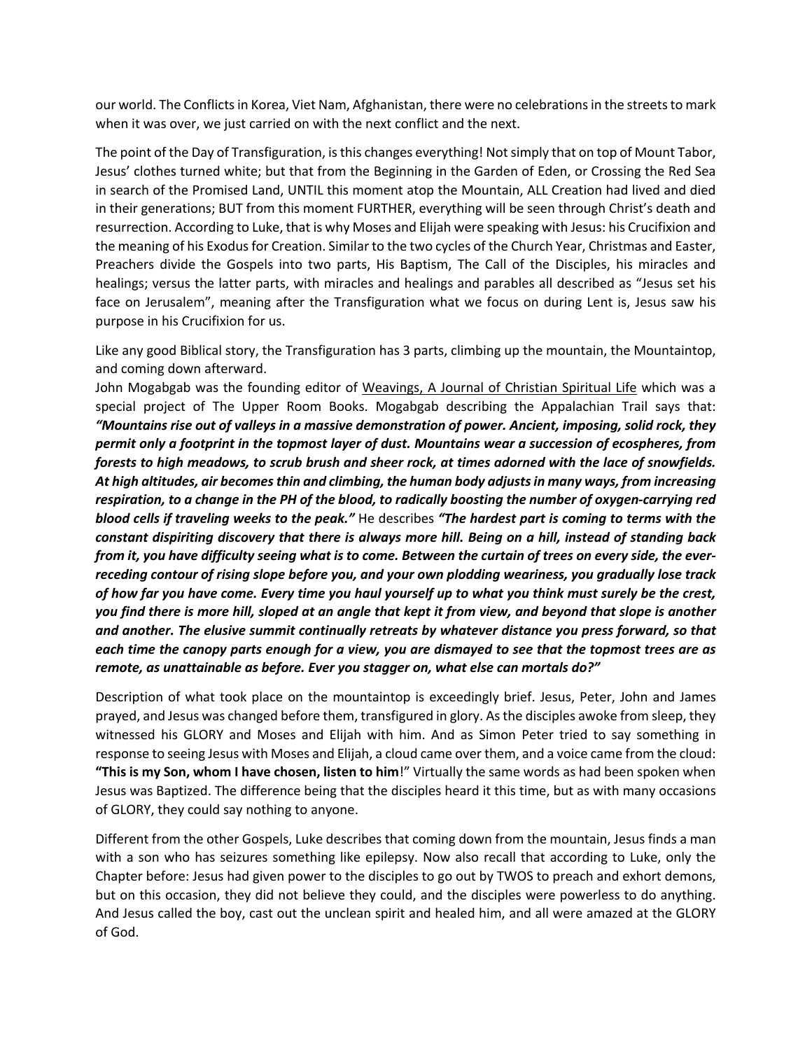our world. The Conflicts in Korea, Viet Nam, Afghanistan, there were no celebrations in the streets to mark when it was over, we just carried on with the next conflict and the next.

The point of the Day of Transfiguration, is this changes everything! Not simply that on top of Mount Tabor, Jesus' clothes turned white; but that from the Beginning in the Garden of Eden, or Crossing the Red Sea in search of the Promised Land, UNTIL this moment atop the Mountain, ALL Creation had lived and died in their generations; BUT from this moment FURTHER, everything will be seen through Christ's death and resurrection. According to Luke, that is why Moses and Elijah were speaking with Jesus: his Crucifixion and the meaning of his Exodus for Creation. Similar to the two cycles of the Church Year, Christmas and Easter, Preachers divide the Gospels into two parts, His Baptism, The Call of the Disciples, his miracles and healings; versus the latter parts, with miracles and healings and parables all described as "Jesus set his face on Jerusalem", meaning after the Transfiguration what we focus on during Lent is, Jesus saw his purpose in his Crucifixion for us.

Like any good Biblical story, the Transfiguration has 3 parts, climbing up the mountain, the Mountaintop, and coming down afterward.

John Mogabgab was the founding editor of <u>Weavings, A Journal of Christian Spiritual Life</u> which was a special project of The Upper Room Books. Mogabgab describing the Appalachian Trail says that: ***"Mountains rise out of valleys in a massive demonstration of power. Ancient, imposing, solid rock, they permit only a footprint in the topmost layer of dust. Mountains wear a succession of ecospheres, from forests to high meadows, to scrub brush and sheer rock, at times adorned with the lace of snowfields. At high altitudes, air becomes thin and climbing, the human body adjusts in many ways, from increasing respiration, to a change in the PH of the blood, to radically boosting the number of oxygen-carrying red blood cells if traveling weeks to the peak."*** He describes ***"The hardest part is coming to terms with the constant dispiriting discovery that there is always more hill. Being on a hill, instead of standing back from it, you have difficulty seeing what is to come. Between the curtain of trees on every side, the ever-receding contour of rising slope before you, and your own plodding weariness, you gradually lose track of how far you have come. Every time you haul yourself up to what you think must surely be the crest, you find there is more hill, sloped at an angle that kept it from view, and beyond that slope is another and another. The elusive summit continually retreats by whatever distance you press forward, so that each time the canopy parts enough for a view, you are dismayed to see that the topmost trees are as remote, as unattainable as before. Ever you stagger on, what else can mortals do?"***

Description of what took place on the mountaintop is exceedingly brief. Jesus, Peter, John and James prayed, and Jesus was changed before them, transfigured in glory. As the disciples awoke from sleep, they witnessed his GLORY and Moses and Elijah with him. And as Simon Peter tried to say something in response to seeing Jesus with Moses and Elijah, a cloud came over them, and a voice came from the cloud: **"This is my Son, whom I have chosen, listen to him**!" Virtually the same words as had been spoken when Jesus was Baptized. The difference being that the disciples heard it this time, but as with many occasions of GLORY, they could say nothing to anyone.

Different from the other Gospels, Luke describes that coming down from the mountain, Jesus finds a man with a son who has seizures something like epilepsy. Now also recall that according to Luke, only the Chapter before: Jesus had given power to the disciples to go out by TWOS to preach and exhort demons, but on this occasion, they did not believe they could, and the disciples were powerless to do anything. And Jesus called the boy, cast out the unclean spirit and healed him, and all were amazed at the GLORY of God.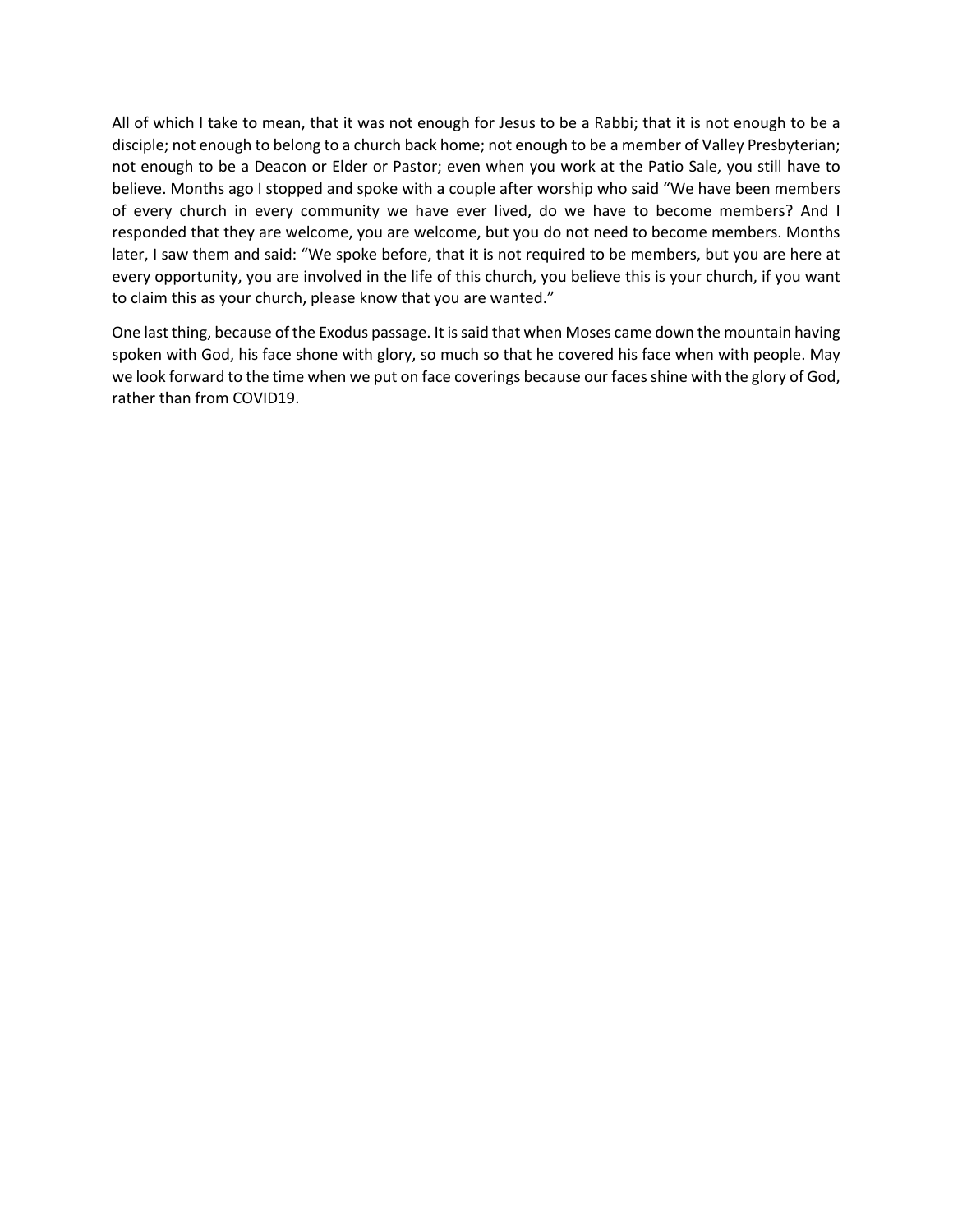All of which I take to mean, that it was not enough for Jesus to be a Rabbi; that it is not enough to be a disciple; not enough to belong to a church back home; not enough to be a member of Valley Presbyterian; not enough to be a Deacon or Elder or Pastor; even when you work at the Patio Sale, you still have to believe. Months ago I stopped and spoke with a couple after worship who said "We have been members of every church in every community we have ever lived, do we have to become members? And I responded that they are welcome, you are welcome, but you do not need to become members. Months later, I saw them and said: "We spoke before, that it is not required to be members, but you are here at every opportunity, you are involved in the life of this church, you believe this is your church, if you want to claim this as your church, please know that you are wanted."

One last thing, because of the Exodus passage. It is said that when Moses came down the mountain having spoken with God, his face shone with glory, so much so that he covered his face when with people. May we look forward to the time when we put on face coverings because our faces shine with the glory of God, rather than from COVID19.